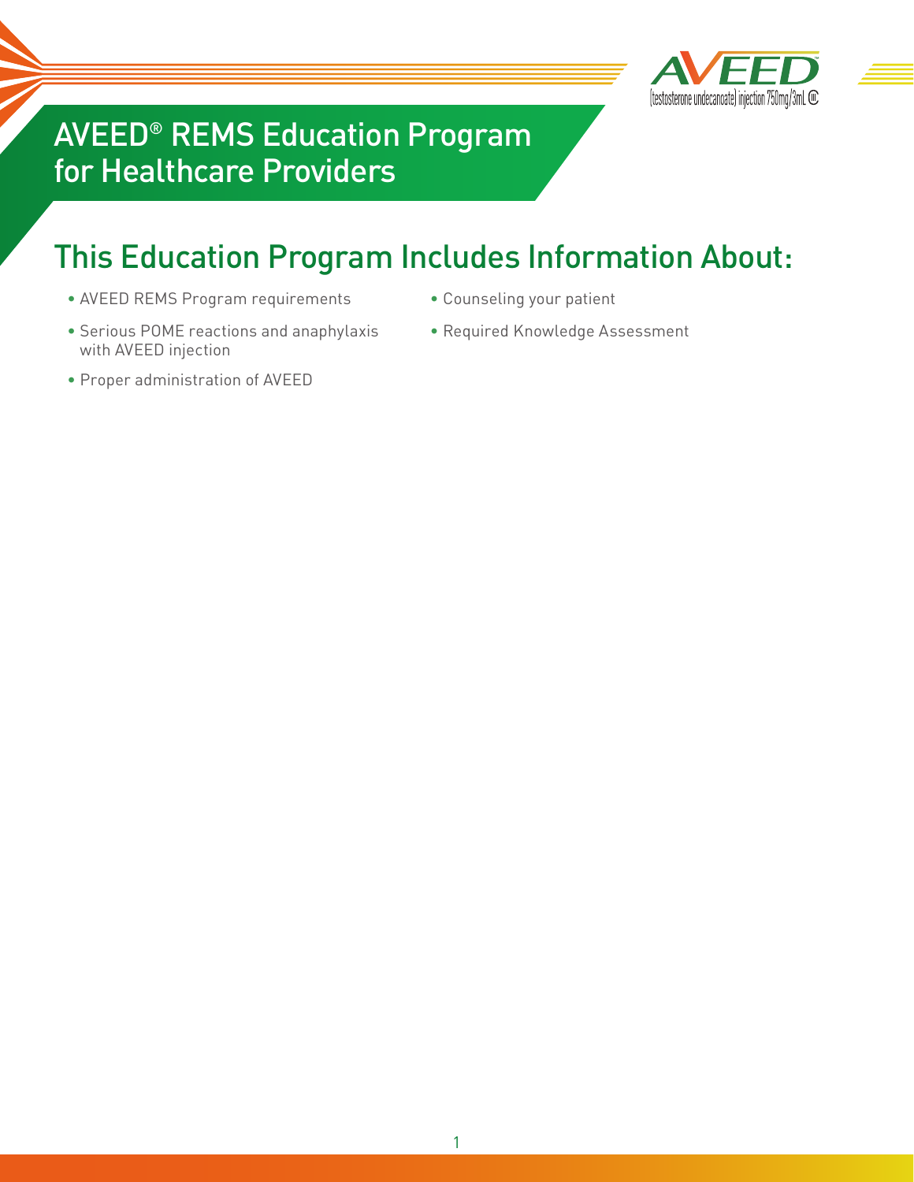# AVEED® REMS Education Program for Healthcare Providers

## This Education Program Includes Information About:

- AVEED REMS Program requirements
- Serious POME reactions and anaphylaxis with AVEED injection
- Proper administration of AVEED
- Counseling your patient
- Required Knowledge Assessment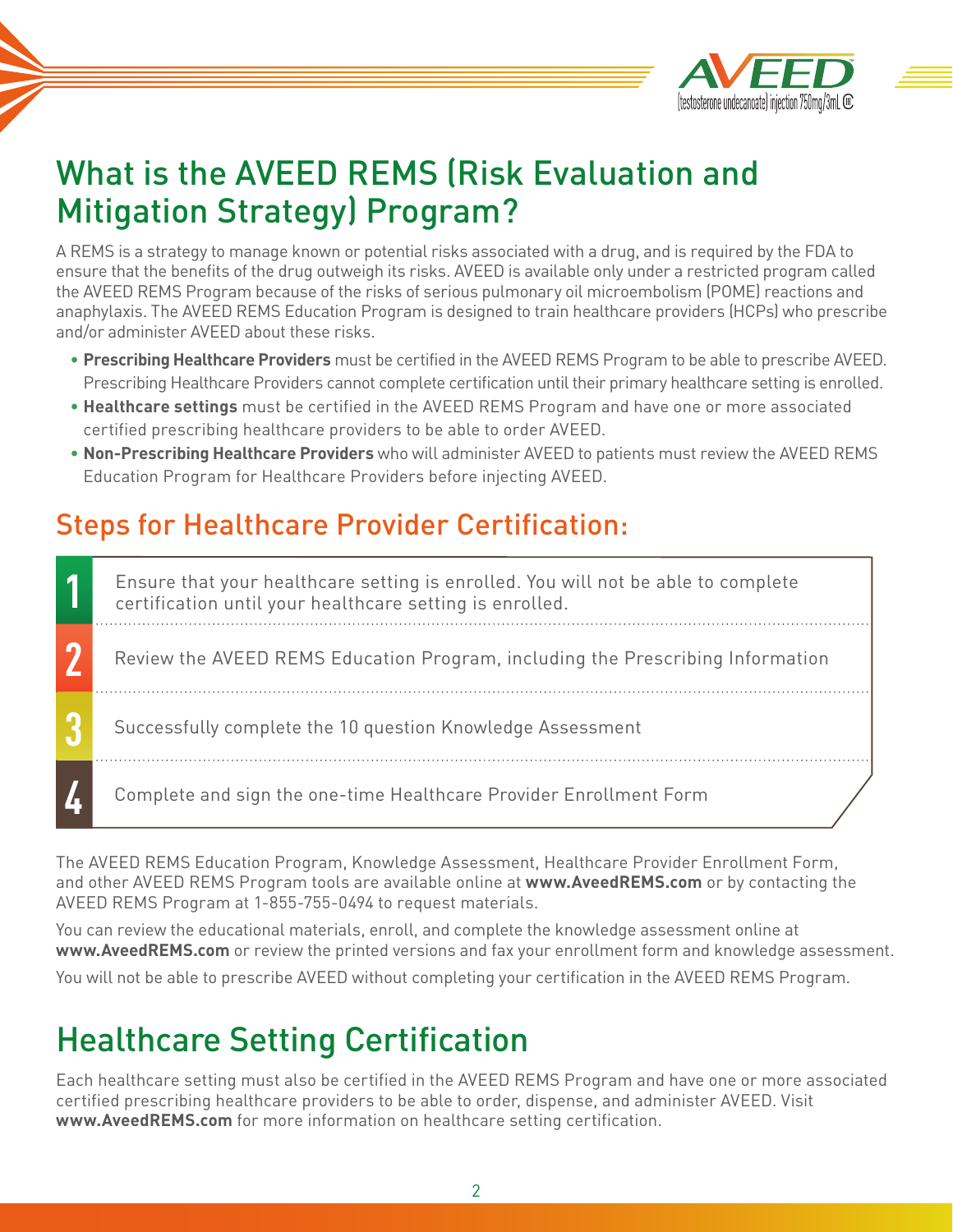# What is the AVEED REMS (Risk Evaluation and Mitigation Strategy) Program?

A REMS is a strategy to manage known or potential risks associated with a drug, and is required by the FDA to ensure that the benefits of the drug outweigh its risks. AVEED is available only under a restricted program called the AVEED REMS Program because of the risks of serious pulmonary oil microembolism (POME) reactions and anaphylaxis. The AVEED REMS Education Program is designed to train healthcare providers (HCPs) who prescribe and/or administer AVEED about these risks.

- **Prescribing Healthcare Providers** must be certified in the AVEED REMS Program to be able to prescribe AVEED. Prescribing Healthcare Providers cannot complete certification until their primary healthcare setting is enrolled.
- **Healthcare settings** must be certified in the AVEED REMS Program and have one or more associated certified prescribing healthcare providers to be able to order AVEED.
- **Non-Prescribing Healthcare Providers** who will administer AVEED to patients must review the AVEED REMS Education Program for Healthcare Providers before injecting AVEED.

## Steps for Healthcare Provider Certification:

1. Ensure that your healthcare setting is enrolled. You will not be able to complete certification until your healthcare setting is enrolled.
2. Review the AVEED REMS Education Program, including the Prescribing Information
3. Successfully complete the 10 question Knowledge Assessment
4. Complete and sign the one-time Healthcare Provider Enrollment Form

The AVEED REMS Education Program, Knowledge Assessment, Healthcare Provider Enrollment Form, and other AVEED REMS Program tools are available online at **www.AveedREMS.com** or by contacting the AVEED REMS Program at 1-855-755-0494 to request materials.

You can review the educational materials, enroll, and complete the knowledge assessment online at **www.AveedREMS.com** or review the printed versions and fax your enrollment form and knowledge assessment.

You will not be able to prescribe AVEED without completing your certification in the AVEED REMS Program.

# Healthcare Setting Certification

Each healthcare setting must also be certified in the AVEED REMS Program and have one or more associated certified prescribing healthcare providers to be able to order, dispense, and administer AVEED. Visit **www.AveedREMS.com** for more information on healthcare setting certification.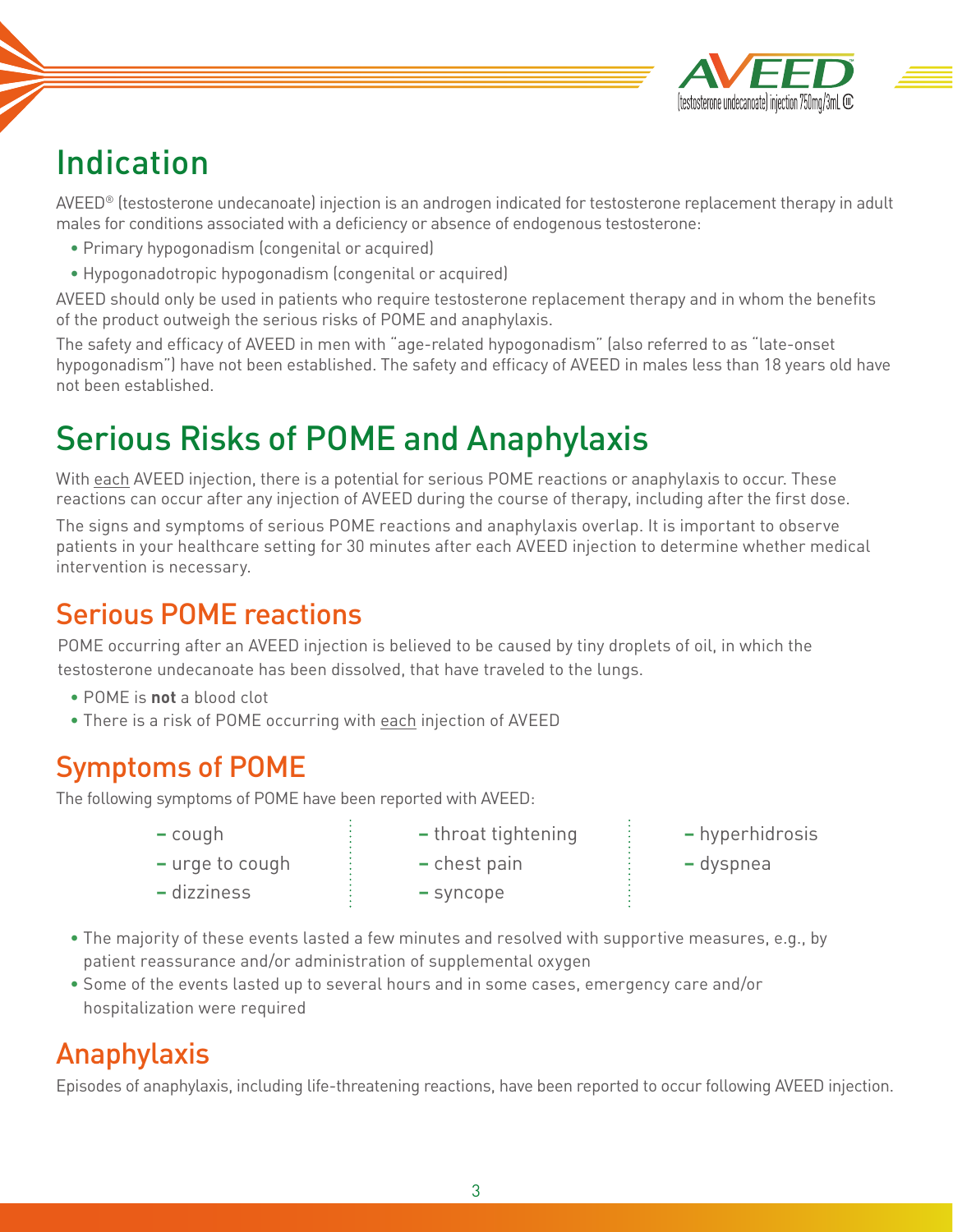# Indication

AVEED® (testosterone undecanoate) injection is an androgen indicated for testosterone replacement therapy in adult males for conditions associated with a deficiency or absence of endogenous testosterone:

- Primary hypogonadism (congenital or acquired)
- Hypogonadotropic hypogonadism (congenital or acquired)

AVEED should only be used in patients who require testosterone replacement therapy and in whom the benefits of the product outweigh the serious risks of POME and anaphylaxis.

The safety and efficacy of AVEED in men with "age-related hypogonadism" (also referred to as "late-onset hypogonadism") have not been established. The safety and efficacy of AVEED in males less than 18 years old have not been established.

# Serious Risks of POME and Anaphylaxis

With each AVEED injection, there is a potential for serious POME reactions or anaphylaxis to occur. These reactions can occur after any injection of AVEED during the course of therapy, including after the first dose.

The signs and symptoms of serious POME reactions and anaphylaxis overlap. It is important to observe patients in your healthcare setting for 30 minutes after each AVEED injection to determine whether medical intervention is necessary.

## Serious POME reactions

POME occurring after an AVEED injection is believed to be caused by tiny droplets of oil, in which the testosterone undecanoate has been dissolved, that have traveled to the lungs.

- POME is **not** a blood clot
- There is a risk of POME occurring with each injection of AVEED

## Symptoms of POME

The following symptoms of POME have been reported with AVEED:

- cough
- urge to cough
- dizziness
- throat tightening
- chest pain
- syncope
- hyperhidrosis
- dyspnea

- The majority of these events lasted a few minutes and resolved with supportive measures, e.g., by patient reassurance and/or administration of supplemental oxygen
- Some of the events lasted up to several hours and in some cases, emergency care and/or hospitalization were required

## Anaphylaxis

Episodes of anaphylaxis, including life-threatening reactions, have been reported to occur following AVEED injection.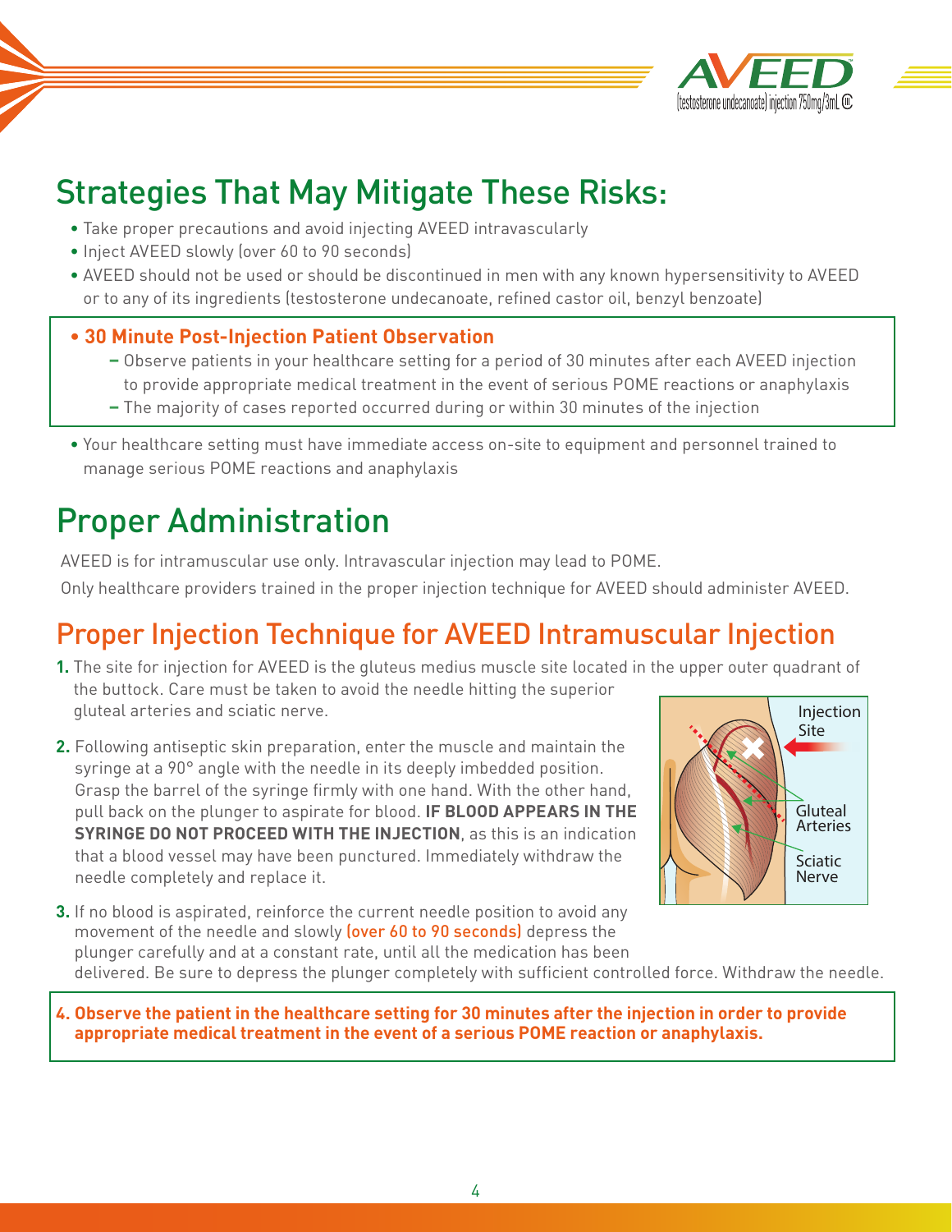## Strategies That May Mitigate These Risks:

- Take proper precautions and avoid injecting AVEED intravascularly
- Inject AVEED slowly (over 60 to 90 seconds)
- AVEED should not be used or should be discontinued in men with any known hypersensitivity to AVEED or to any of its ingredients (testosterone undecanoate, refined castor oil, benzyl benzoate)
- **30 Minute Post-Injection Patient Observation**
  - Observe patients in your healthcare setting for a period of 30 minutes after each AVEED injection to provide appropriate medical treatment in the event of serious POME reactions or anaphylaxis
  - The majority of cases reported occurred during or within 30 minutes of the injection
- Your healthcare setting must have immediate access on-site to equipment and personnel trained to manage serious POME reactions and anaphylaxis

## Proper Administration

AVEED is for intramuscular use only. Intravascular injection may lead to POME.

Only healthcare providers trained in the proper injection technique for AVEED should administer AVEED.

### Proper Injection Technique for AVEED Intramuscular Injection

1. The site for injection for AVEED is the gluteus medius muscle site located in the upper outer quadrant of the buttock. Care must be taken to avoid the needle hitting the superior gluteal arteries and sciatic nerve.
2. Following antiseptic skin preparation, enter the muscle and maintain the syringe at a 90° angle with the needle in its deeply imbedded position. Grasp the barrel of the syringe firmly with one hand. With the other hand, pull back on the plunger to aspirate for blood. **IF BLOOD APPEARS IN THE SYRINGE DO NOT PROCEED WITH THE INJECTION**, as this is an indication that a blood vessel may have been punctured. Immediately withdraw the needle completely and replace it.
3. If no blood is aspirated, reinforce the current needle position to avoid any movement of the needle and slowly (over 60 to 90 seconds) depress the plunger carefully and at a constant rate, until all the medication has been delivered. Be sure to depress the plunger completely with sufficient controlled force. Withdraw the needle.
4. **Observe the patient in the healthcare setting for 30 minutes after the injection in order to provide appropriate medical treatment in the event of a serious POME reaction or anaphylaxis.**

Injection Site

Gluteal Arteries

Sciatic Nerve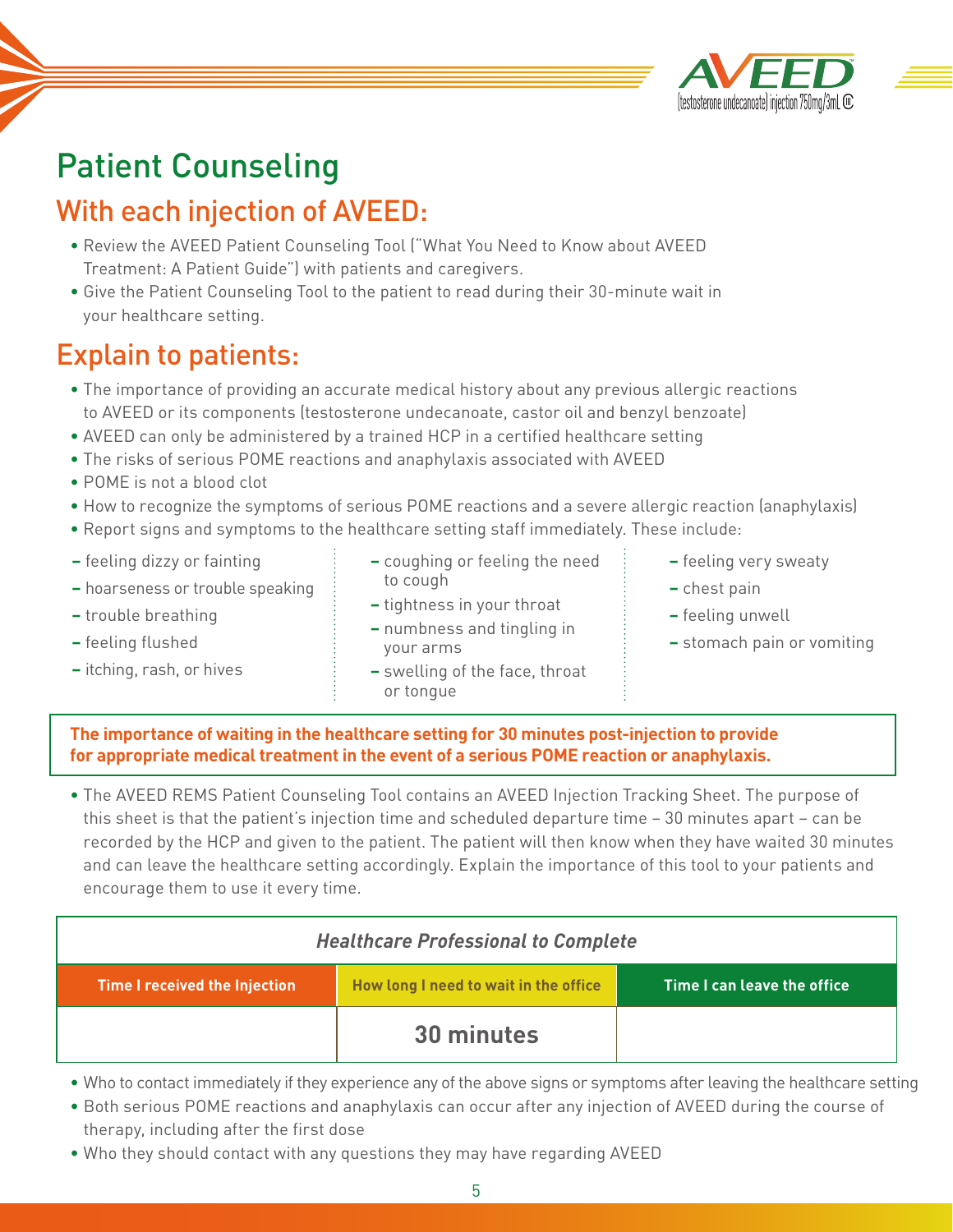# Patient Counseling

## With each injection of AVEED:

- Review the AVEED Patient Counseling Tool ("What You Need to Know about AVEED Treatment: A Patient Guide") with patients and caregivers.
- Give the Patient Counseling Tool to the patient to read during their 30-minute wait in your healthcare setting.

## Explain to patients:

- The importance of providing an accurate medical history about any previous allergic reactions to AVEED or its components (testosterone undecanoate, castor oil and benzyl benzoate)
- AVEED can only be administered by a trained HCP in a certified healthcare setting
- The risks of serious POME reactions and anaphylaxis associated with AVEED
- POME is not a blood clot
- How to recognize the symptoms of serious POME reactions and a severe allergic reaction (anaphylaxis)
- Report signs and symptoms to the healthcare setting staff immediately. These include:
  - feeling dizzy or fainting
  - hoarseness or trouble speaking
  - trouble breathing
  - feeling flushed
  - itching, rash, or hives
  - coughing or feeling the need to cough
  - tightness in your throat
  - numbness and tingling in your arms
  - swelling of the face, throat or tongue
  - feeling very sweaty
  - chest pain
  - feeling unwell
  - stomach pain or vomiting

**The importance of waiting in the healthcare setting for 30 minutes post-injection to provide for appropriate medical treatment in the event of a serious POME reaction or anaphylaxis.**

- The AVEED REMS Patient Counseling Tool contains an AVEED Injection Tracking Sheet. The purpose of this sheet is that the patient's injection time and scheduled departure time – 30 minutes apart – can be recorded by the HCP and given to the patient. The patient will then know when they have waited 30 minutes and can leave the healthcare setting accordingly. Explain the importance of this tool to your patients and encourage them to use it every time.

| *Healthcare Professional to Complete* | | |
|---|---|---|
| **Time I received the Injection** | **How long I need to wait in the office** | **Time I can leave the office** |
| | **30 minutes** | |

- Who to contact immediately if they experience any of the above signs or symptoms after leaving the healthcare setting
- Both serious POME reactions and anaphylaxis can occur after any injection of AVEED during the course of therapy, including after the first dose
- Who they should contact with any questions they may have regarding AVEED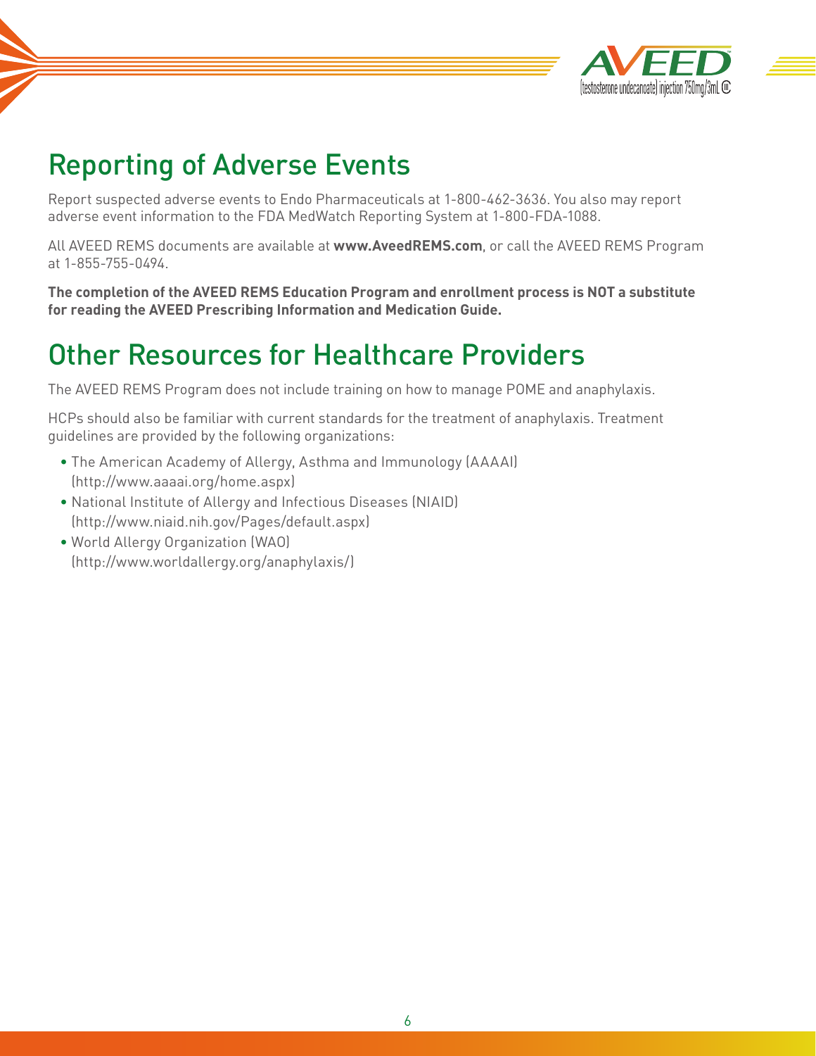## Reporting of Adverse Events

Report suspected adverse events to Endo Pharmaceuticals at 1-800-462-3636. You also may report adverse event information to the FDA MedWatch Reporting System at 1-800-FDA-1088.

All AVEED REMS documents are available at **www.AveedREMS.com**, or call the AVEED REMS Program at 1-855-755-0494.

**The completion of the AVEED REMS Education Program and enrollment process is NOT a substitute for reading the AVEED Prescribing Information and Medication Guide.**

## Other Resources for Healthcare Providers

The AVEED REMS Program does not include training on how to manage POME and anaphylaxis.

HCPs should also be familiar with current standards for the treatment of anaphylaxis. Treatment guidelines are provided by the following organizations:

- The American Academy of Allergy, Asthma and Immunology (AAAAI) (http://www.aaaai.org/home.aspx)
- National Institute of Allergy and Infectious Diseases (NIAID) (http://www.niaid.nih.gov/Pages/default.aspx)
- World Allergy Organization (WAO) (http://www.worldallergy.org/anaphylaxis/)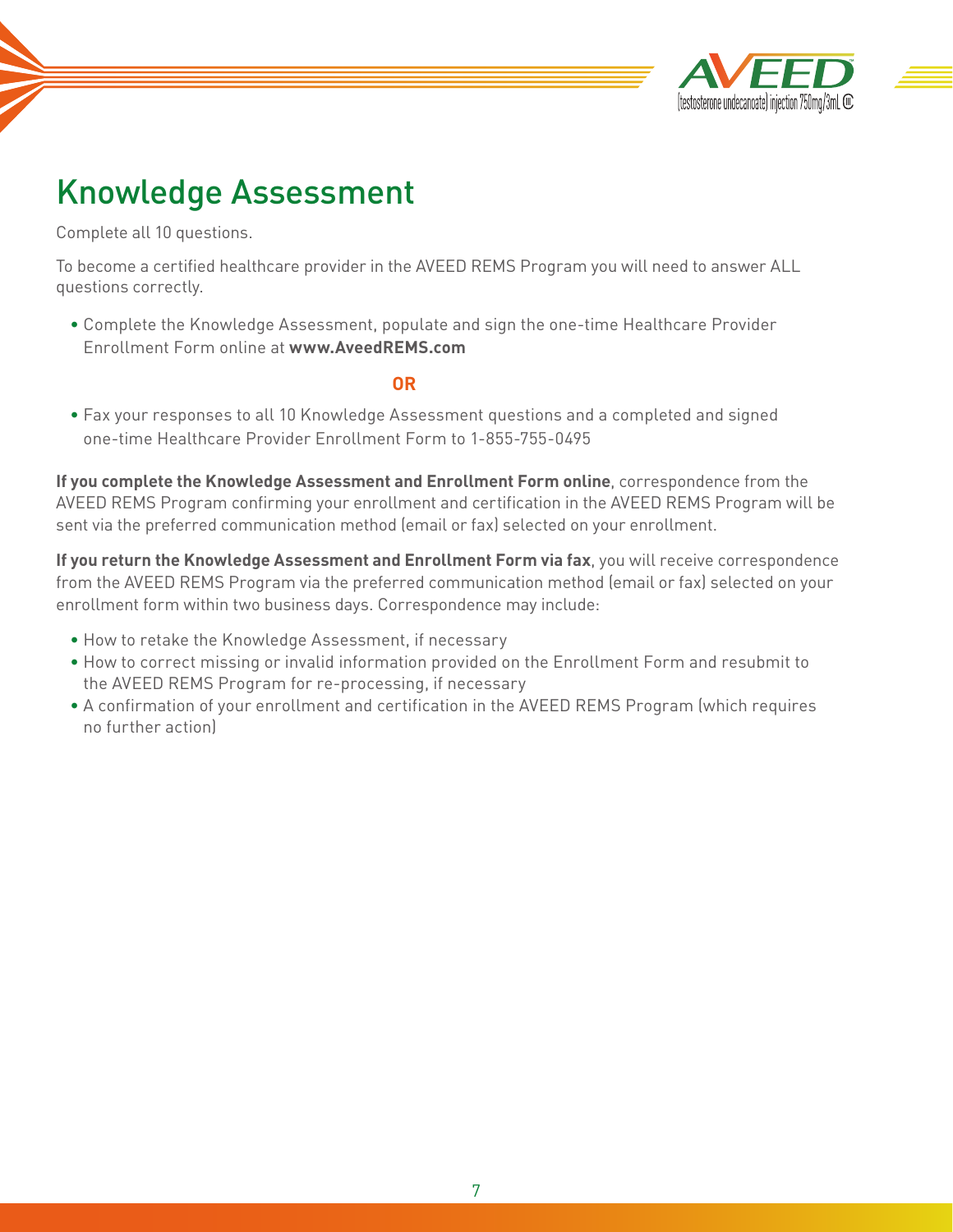# Knowledge Assessment

Complete all 10 questions.

To become a certified healthcare provider in the AVEED REMS Program you will need to answer ALL questions correctly.

- Complete the Knowledge Assessment, populate and sign the one-time Healthcare Provider Enrollment Form online at **www.AveedREMS.com**

**OR**

- Fax your responses to all 10 Knowledge Assessment questions and a completed and signed one-time Healthcare Provider Enrollment Form to 1-855-755-0495

**If you complete the Knowledge Assessment and Enrollment Form online**, correspondence from the AVEED REMS Program confirming your enrollment and certification in the AVEED REMS Program will be sent via the preferred communication method (email or fax) selected on your enrollment.

**If you return the Knowledge Assessment and Enrollment Form via fax**, you will receive correspondence from the AVEED REMS Program via the preferred communication method (email or fax) selected on your enrollment form within two business days. Correspondence may include:

- How to retake the Knowledge Assessment, if necessary
- How to correct missing or invalid information provided on the Enrollment Form and resubmit to the AVEED REMS Program for re-processing, if necessary
- A confirmation of your enrollment and certification in the AVEED REMS Program (which requires no further action)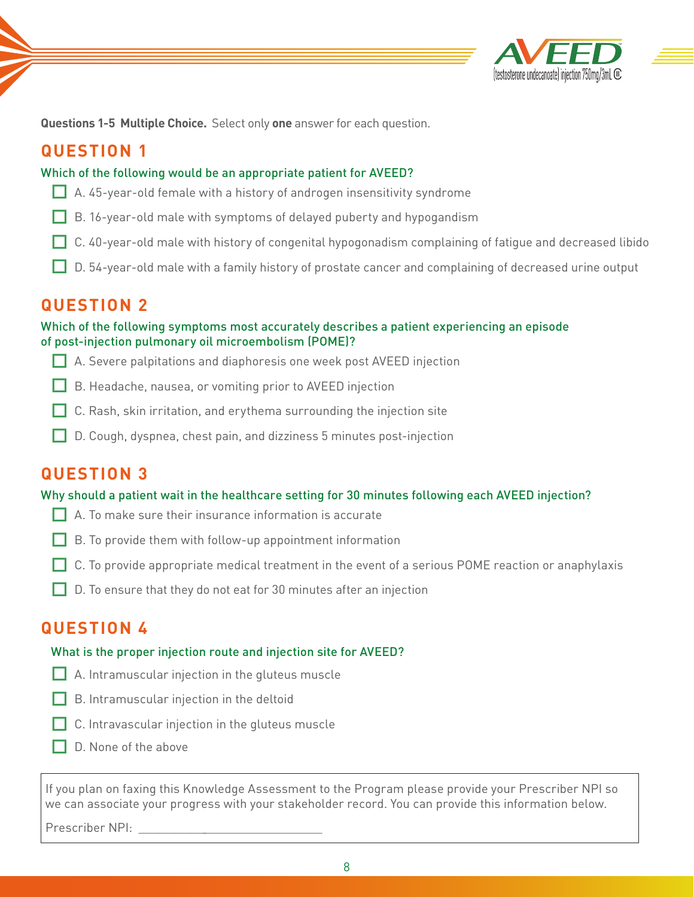**Questions 1-5 Multiple Choice.** Select only **one** answer for each question.

## QUESTION 1

Which of the following would be an appropriate patient for AVEED?

- ☐ A. 45-year-old female with a history of androgen insensitivity syndrome
- ☐ B. 16-year-old male with symptoms of delayed puberty and hypogandism
- ☐ C. 40-year-old male with history of congenital hypogonadism complaining of fatigue and decreased libido
- ☐ D. 54-year-old male with a family history of prostate cancer and complaining of decreased urine output

## QUESTION 2

Which of the following symptoms most accurately describes a patient experiencing an episode of post-injection pulmonary oil microembolism (POME)?

- ☐ A. Severe palpitations and diaphoresis one week post AVEED injection
- ☐ B. Headache, nausea, or vomiting prior to AVEED injection
- ☐ C. Rash, skin irritation, and erythema surrounding the injection site
- ☐ D. Cough, dyspnea, chest pain, and dizziness 5 minutes post-injection

## QUESTION 3

Why should a patient wait in the healthcare setting for 30 minutes following each AVEED injection?

- ☐ A. To make sure their insurance information is accurate
- ☐ B. To provide them with follow-up appointment information
- ☐ C. To provide appropriate medical treatment in the event of a serious POME reaction or anaphylaxis
- ☐ D. To ensure that they do not eat for 30 minutes after an injection

## QUESTION 4

What is the proper injection route and injection site for AVEED?

- ☐ A. Intramuscular injection in the gluteus muscle
- ☐ B. Intramuscular injection in the deltoid
- ☐ C. Intravascular injection in the gluteus muscle
- ☐ D. None of the above

If you plan on faxing this Knowledge Assessment to the Program please provide your Prescriber NPI so we can associate your progress with your stakeholder record. You can provide this information below.

Prescriber NPI: ______________________________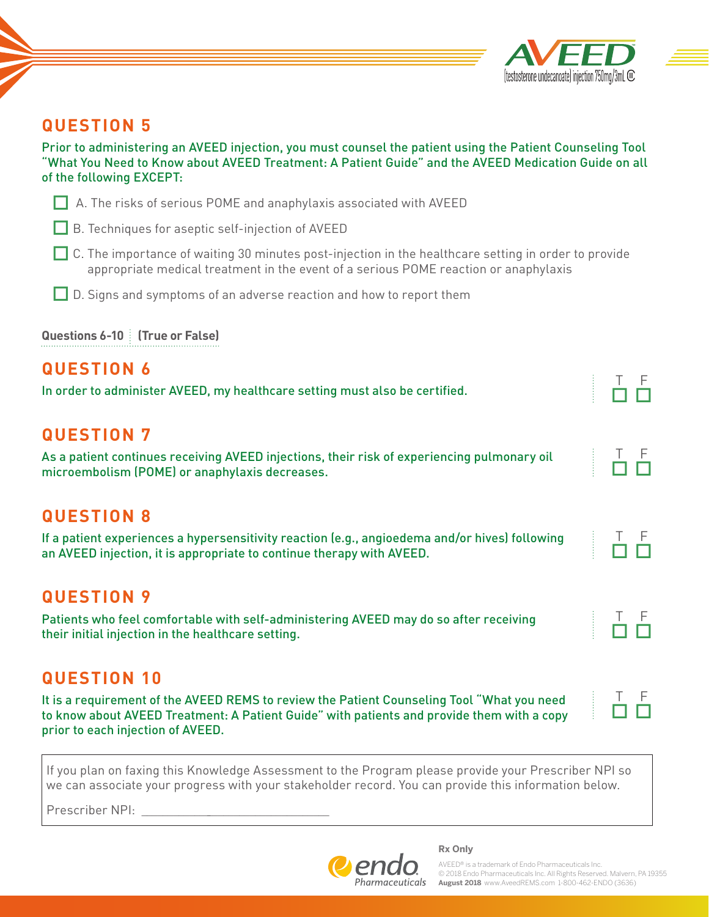## QUESTION 5

Prior to administering an AVEED injection, you must counsel the patient using the Patient Counseling Tool "What You Need to Know about AVEED Treatment: A Patient Guide" and the AVEED Medication Guide on all of the following EXCEPT:

- ☐ A. The risks of serious POME and anaphylaxis associated with AVEED
- ☐ B. Techniques for aseptic self-injection of AVEED
- ☐ C. The importance of waiting 30 minutes post-injection in the healthcare setting in order to provide appropriate medical treatment in the event of a serious POME reaction or anaphylaxis
- ☐ D. Signs and symptoms of an adverse reaction and how to report them

**Questions 6-10 (True or False)**

## QUESTION 6

In order to administer AVEED, my healthcare setting must also be certified.

T ☐ F ☐

## QUESTION 7

As a patient continues receiving AVEED injections, their risk of experiencing pulmonary oil microembolism (POME) or anaphylaxis decreases.

T ☐ F ☐

## QUESTION 8

If a patient experiences a hypersensitivity reaction (e.g., angioedema and/or hives) following an AVEED injection, it is appropriate to continue therapy with AVEED.

T ☐ F ☐

## QUESTION 9

Patients who feel comfortable with self-administering AVEED may do so after receiving their initial injection in the healthcare setting.

T ☐ F ☐

## QUESTION 10

It is a requirement of the AVEED REMS to review the Patient Counseling Tool "What you need to know about AVEED Treatment: A Patient Guide" with patients and provide them with a copy prior to each injection of AVEED.

T ☐ F ☐

If you plan on faxing this Knowledge Assessment to the Program please provide your Prescriber NPI so we can associate your progress with your stakeholder record. You can provide this information below.

Prescriber NPI: ____________________

**Rx Only**

AVEED® is a trademark of Endo Pharmaceuticals Inc.
© 2018 Endo Pharmaceuticals Inc. All Rights Reserved. Malvern, PA 19355
**August 2018** www.AveedREMS.com 1-800-462-ENDO (3636)